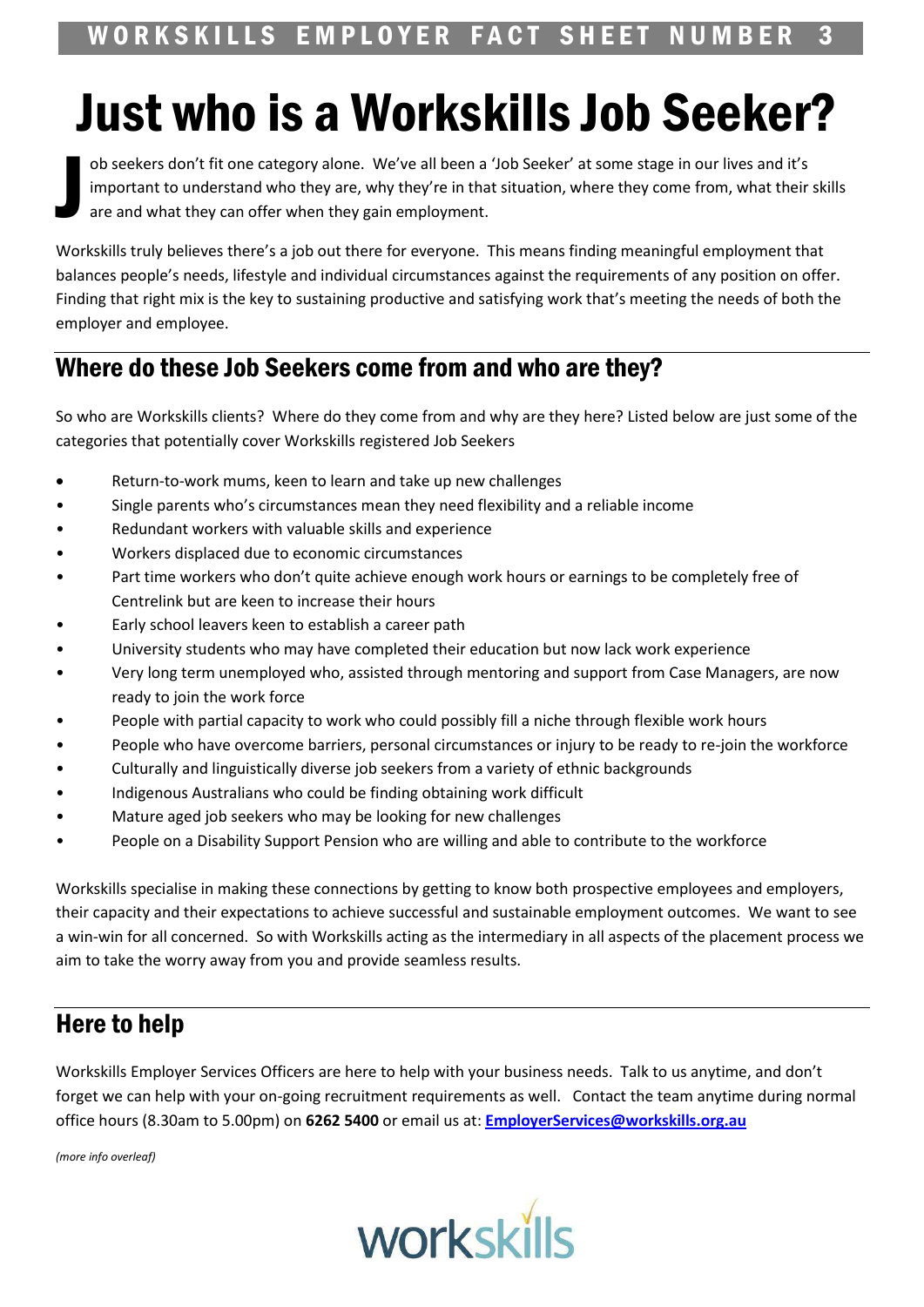WORKSKILLS EMPLOYER FACT SHEET NUMBER 3

# Just who is a Workskills Job Seeker?

Job seekers don't fit one category alone. We've all been a 'Job Seeker' at some stage in our lives and it's important to understand who they are, why they're in that situation, where they come from, what their skills are and what they can offer when they gain employment.

Workskills truly believes there's a job out there for everyone. This means finding meaningful employment that balances people's needs, lifestyle and individual circumstances against the requirements of any position on offer. Finding that right mix is the key to sustaining productive and satisfying work that's meeting the needs of both the employer and employee.

## Where do these Job Seekers come from and who are they?

So who are Workskills clients? Where do they come from and why are they here? Listed below are just some of the categories that potentially cover Workskills registered Job Seekers

- Return-to-work mums, keen to learn and take up new challenges
- Single parents who's circumstances mean they need flexibility and a reliable income
- Redundant workers with valuable skills and experience
- Workers displaced due to economic circumstances
- Part time workers who don't quite achieve enough work hours or earnings to be completely free of Centrelink but are keen to increase their hours
- Early school leavers keen to establish a career path
- University students who may have completed their education but now lack work experience
- Very long term unemployed who, assisted through mentoring and support from Case Managers, are now ready to join the work force
- People with partial capacity to work who could possibly fill a niche through flexible work hours
- People who have overcome barriers, personal circumstances or injury to be ready to re-join the workforce
- Culturally and linguistically diverse job seekers from a variety of ethnic backgrounds
- Indigenous Australians who could be finding obtaining work difficult
- Mature aged job seekers who may be looking for new challenges
- People on a Disability Support Pension who are willing and able to contribute to the workforce

Workskills specialise in making these connections by getting to know both prospective employees and employers, their capacity and their expectations to achieve successful and sustainable employment outcomes. We want to see a win-win for all concerned. So with Workskills acting as the intermediary in all aspects of the placement process we aim to take the worry away from you and provide seamless results.

## Here to help

Workskills Employer Services Officers are here to help with your business needs. Talk to us anytime, and don't forget we can help with your on-going recruitment requirements as well. Contact the team anytime during normal office hours (8.30am to 5.00pm) on **6262 5400** or email us at: **EmployerServices@workskills.org.au**

*(more info overleaf)*

workskills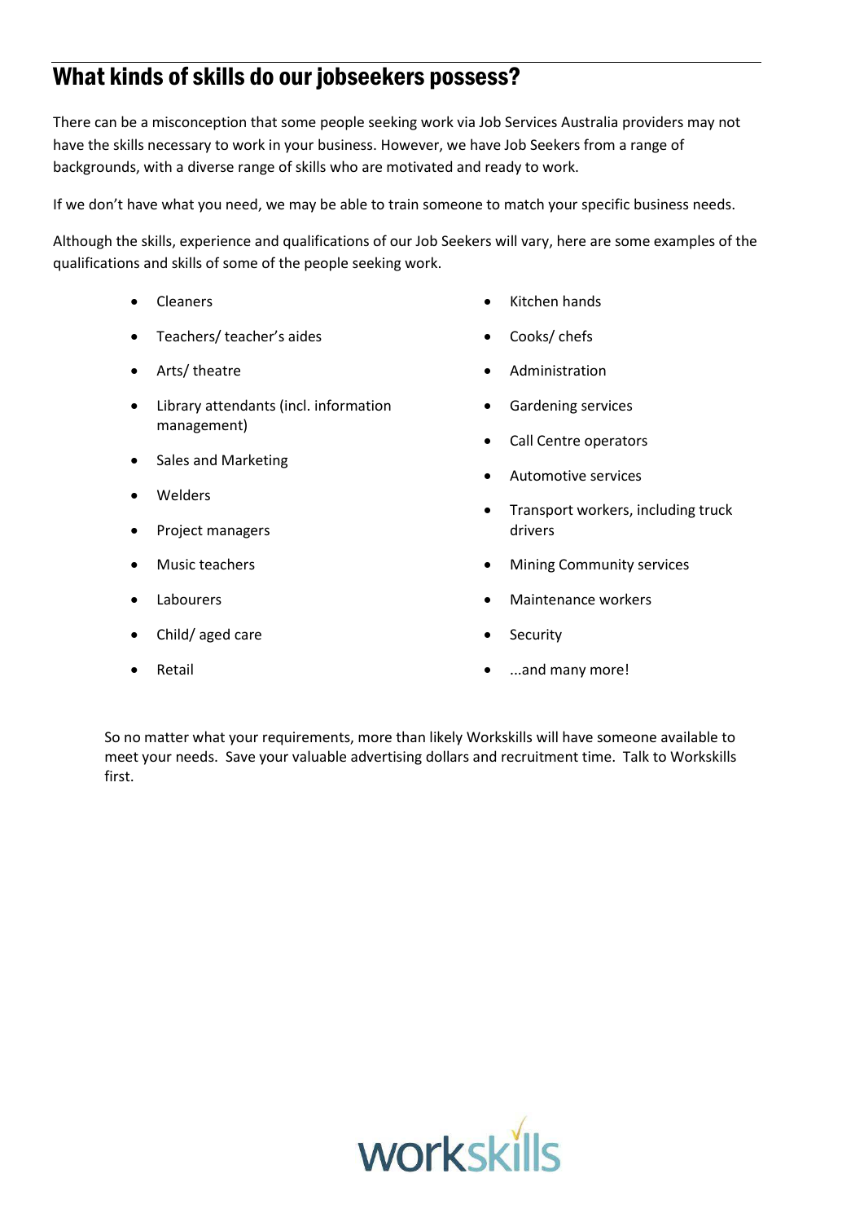## What kinds of skills do our jobseekers possess?

There can be a misconception that some people seeking work via Job Services Australia providers may not have the skills necessary to work in your business. However, we have Job Seekers from a range of backgrounds, with a diverse range of skills who are motivated and ready to work.

If we don't have what you need, we may be able to train someone to match your specific business needs.

Although the skills, experience and qualifications of our Job Seekers will vary, here are some examples of the qualifications and skills of some of the people seeking work.

- Cleaners
- Teachers/ teacher's aides
- Arts/ theatre
- Library attendants (incl. information management)
- Sales and Marketing
- Welders
- Project managers
- Music teachers
- Labourers
- Child/ aged care
- Retail
- Kitchen hands
- Cooks/ chefs
- Administration
- Gardening services
- Call Centre operators
- Automotive services
- Transport workers, including truck drivers
- Mining Community services
- Maintenance workers
- Security
- ...and many more!

So no matter what your requirements, more than likely Workskills will have someone available to meet your needs. Save your valuable advertising dollars and recruitment time. Talk to Workskills first.

workskills